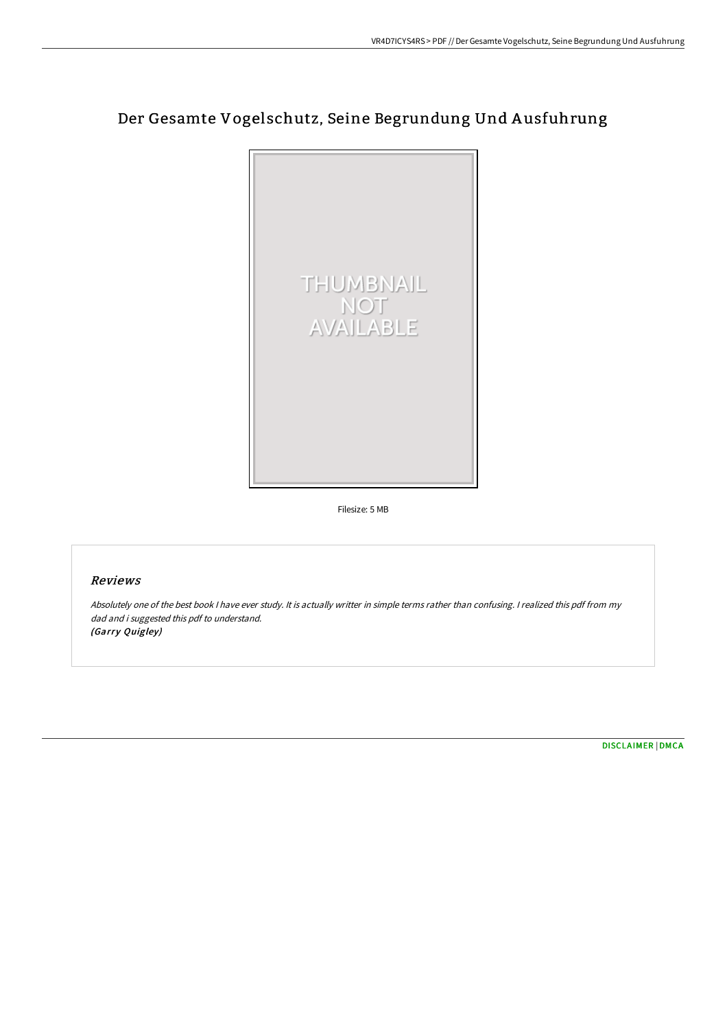# Der Gesamte Vogelschutz, Seine Begrundung Und Ausfuhrung

Filesize: 5 MB

## Reviews

*Absolutely one of the best book I have ever study. It is actually writter in simple terms rather than confusing. I realized this pdf from my dad and i suggested this pdf to understand.*
*(Garry Quigley)*

DISCLAIMER | DMCA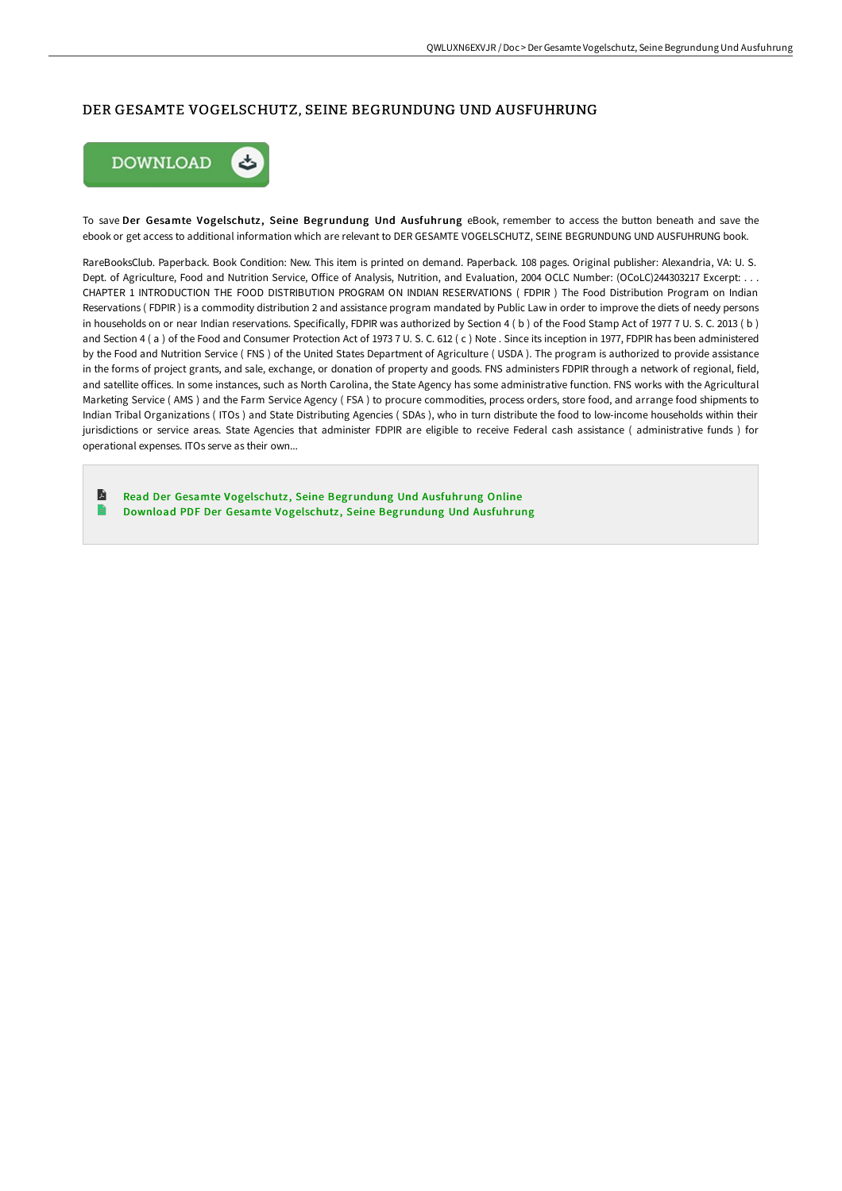# DER GESAMTE VOGELSCHUTZ, SEINE BEGRUNDUNG UND AUSFUHRUNG

DOWNLOAD

To save **Der Gesamte Vogelschutz, Seine Begrundung Und Ausfuhrung** eBook, remember to access the button beneath and save the ebook or get access to additional information which are relevant to DER GESAMTE VOGELSCHUTZ, SEINE BEGRUNDUNG UND AUSFUHRUNG book.

RareBooksClub. Paperback. Book Condition: New. This item is printed on demand. Paperback. 108 pages. Original publisher: Alexandria, VA: U. S. Dept. of Agriculture, Food and Nutrition Service, Office of Analysis, Nutrition, and Evaluation, 2004 OCLC Number: (OCoLC)244303217 Excerpt: . . . CHAPTER 1 INTRODUCTION THE FOOD DISTRIBUTION PROGRAM ON INDIAN RESERVATIONS ( FDPIR ) The Food Distribution Program on Indian Reservations ( FDPIR ) is a commodity distribution 2 and assistance program mandated by Public Law in order to improve the diets of needy persons in households on or near Indian reservations. Specifically, FDPIR was authorized by Section 4 ( b ) of the Food Stamp Act of 1977 7 U. S. C. 2013 ( b ) and Section 4 ( a ) of the Food and Consumer Protection Act of 1973 7 U. S. C. 612 ( c ) Note . Since its inception in 1977, FDPIR has been administered by the Food and Nutrition Service ( FNS ) of the United States Department of Agriculture ( USDA ). The program is authorized to provide assistance in the forms of project grants, and sale, exchange, or donation of property and goods. FNS administers FDPIR through a network of regional, field, and satellite offices. In some instances, such as North Carolina, the State Agency has some administrative function. FNS works with the Agricultural Marketing Service ( AMS ) and the Farm Service Agency ( FSA ) to procure commodities, process orders, store food, and arrange food shipments to Indian Tribal Organizations ( ITOs ) and State Distributing Agencies ( SDAs ), who in turn distribute the food to low-income households within their jurisdictions or service areas. State Agencies that administer FDPIR are eligible to receive Federal cash assistance ( administrative funds ) for operational expenses. ITOs serve as their own...

- Read Der Gesamte Vogelschutz, Seine Begrundung Und Ausfuhrung Online
- Download PDF Der Gesamte Vogelschutz, Seine Begrundung Und Ausfuhrung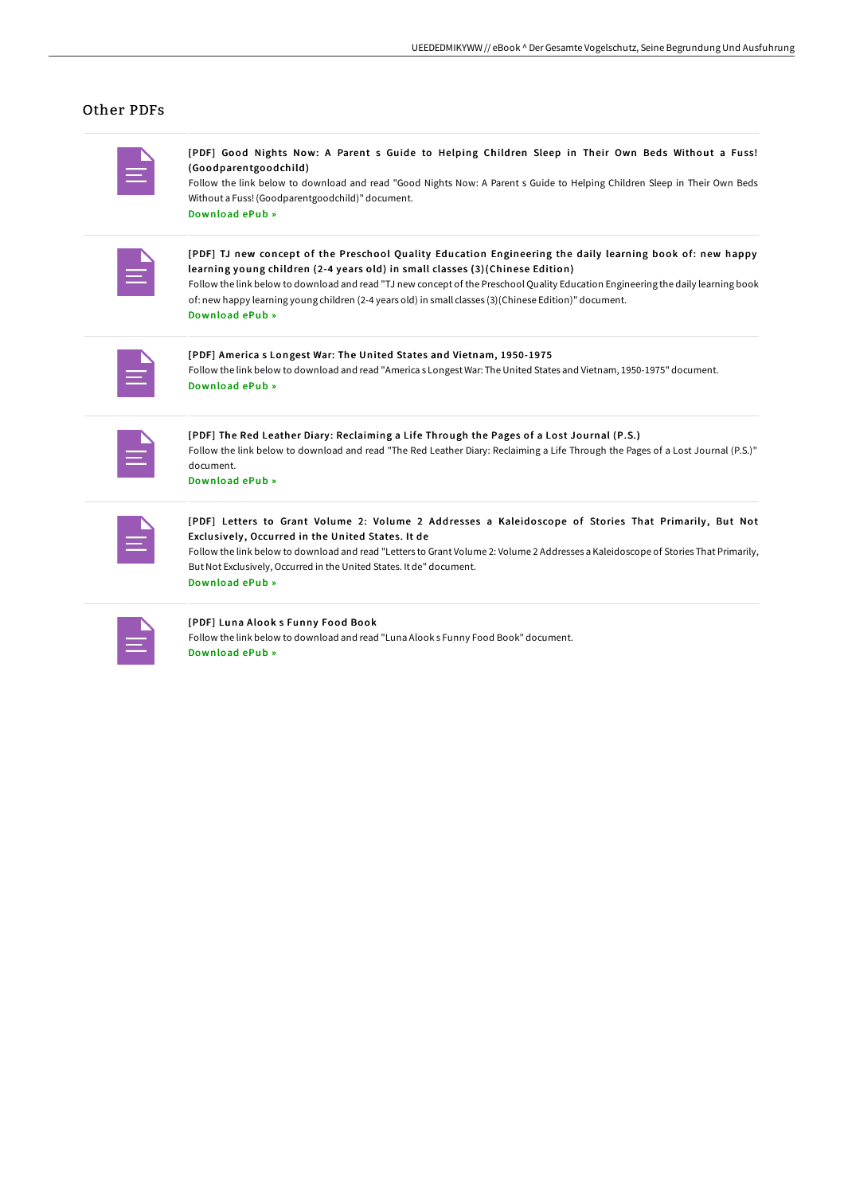## Other PDFs

[PDF] Good Nights Now: A Parent s Guide to Helping Children Sleep in Their Own Beds Without a Fuss! (Goodparentgoodchild)

Follow the link below to download and read "Good Nights Now: A Parent s Guide to Helping Children Sleep in Their Own Beds Without a Fuss! (Goodparentgoodchild)" document.

Download ePub »

[PDF] TJ new concept of the Preschool Quality Education Engineering the daily learning book of: new happy learning young children (2-4 years old) in small classes (3)(Chinese Edition)

Follow the link below to download and read "TJ new concept of the Preschool Quality Education Engineering the daily learning book of: new happy learning young children (2-4 years old) in small classes (3)(Chinese Edition)" document.

Download ePub »

[PDF] America s Longest War: The United States and Vietnam, 1950-1975

Follow the link below to download and read "America s Longest War: The United States and Vietnam, 1950-1975" document.

Download ePub »

[PDF] The Red Leather Diary: Reclaiming a Life Through the Pages of a Lost Journal (P.S.)

Follow the link below to download and read "The Red Leather Diary: Reclaiming a Life Through the Pages of a Lost Journal (P.S.)" document.

Download ePub »

[PDF] Letters to Grant Volume 2: Volume 2 Addresses a Kaleidoscope of Stories That Primarily, But Not Exclusively, Occurred in the United States. It de

Follow the link below to download and read "Letters to Grant Volume 2: Volume 2 Addresses a Kaleidoscope of Stories That Primarily, But Not Exclusively, Occurred in the United States. It de" document.

Download ePub »

[PDF] Luna Alook s Funny Food Book

Follow the link below to download and read "Luna Alook s Funny Food Book" document.

Download ePub »